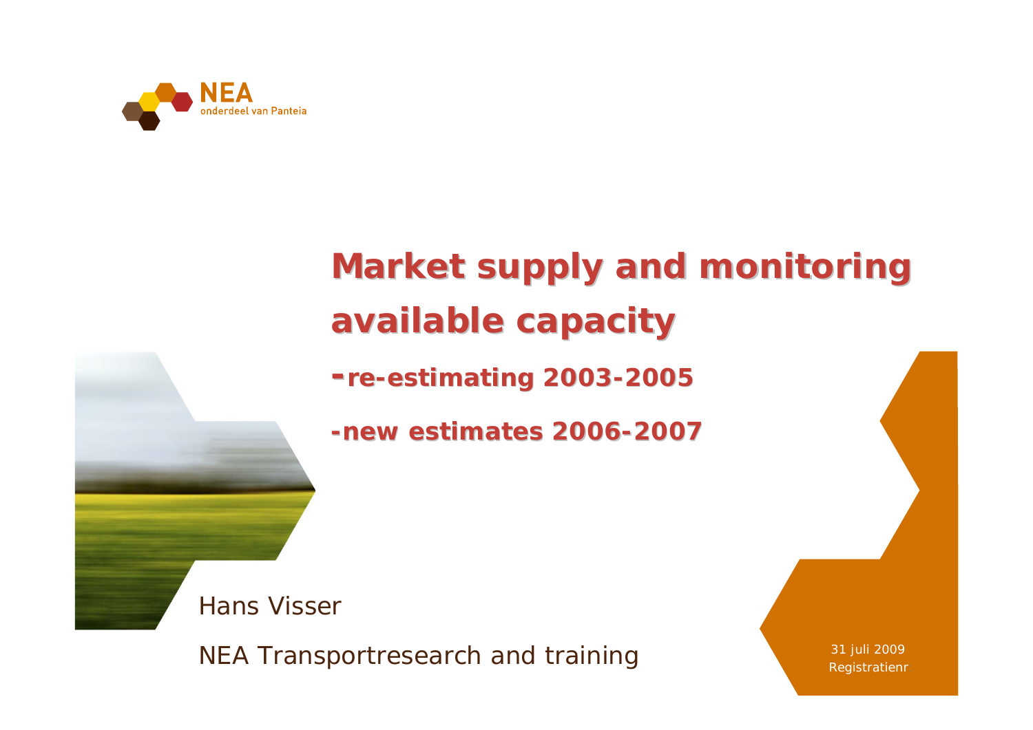NEA
onderdeel van Panteia

# Market supply and monitoring available capacity

## -re-estimating 2003-2005

## -new estimates 2006-2007

Hans Visser

NEA Transportresearch and training

31 juli 2009
Registratienr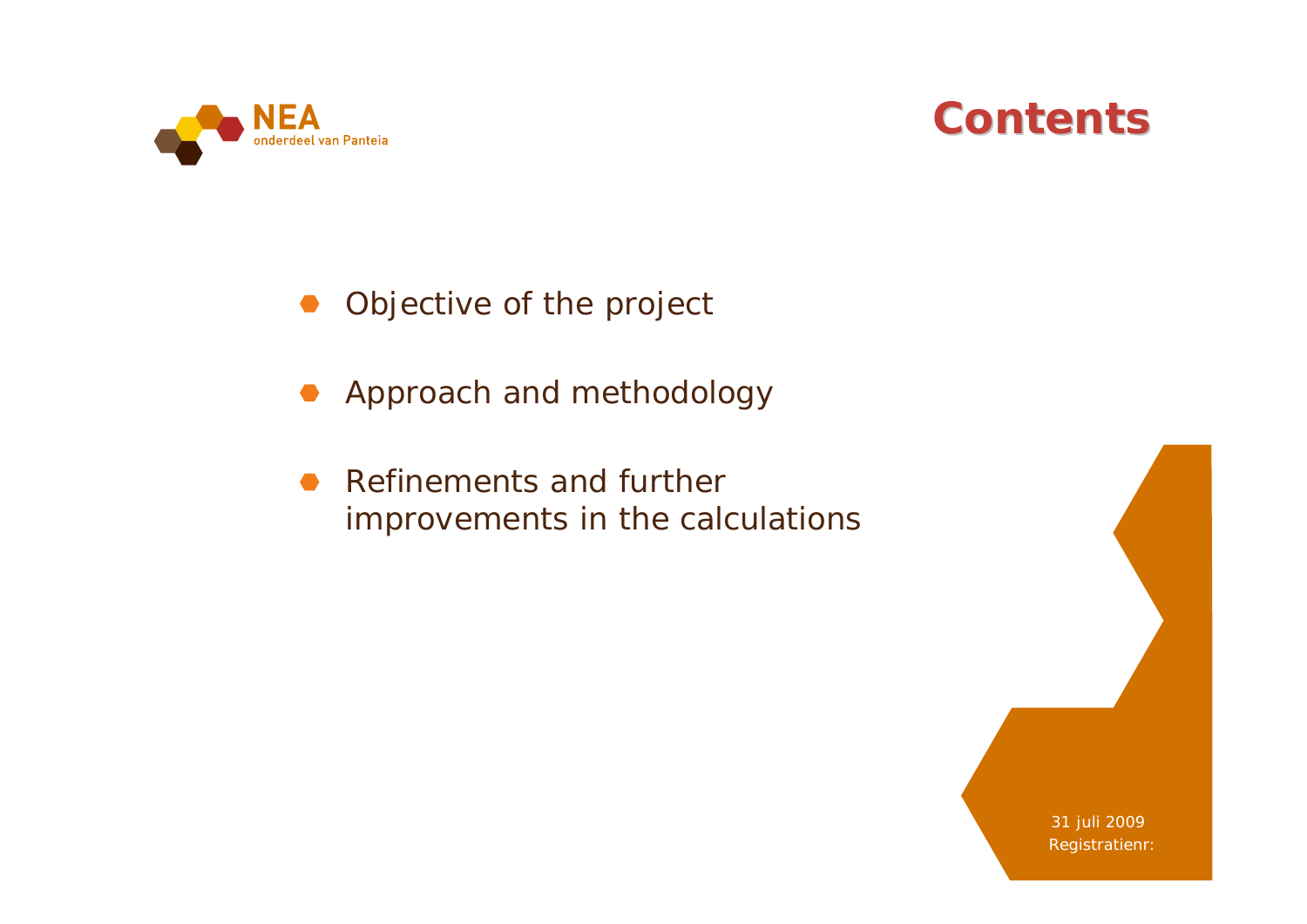# Contents

- Objective of the project
- Approach and methodology
- Refinements and further improvements in the calculations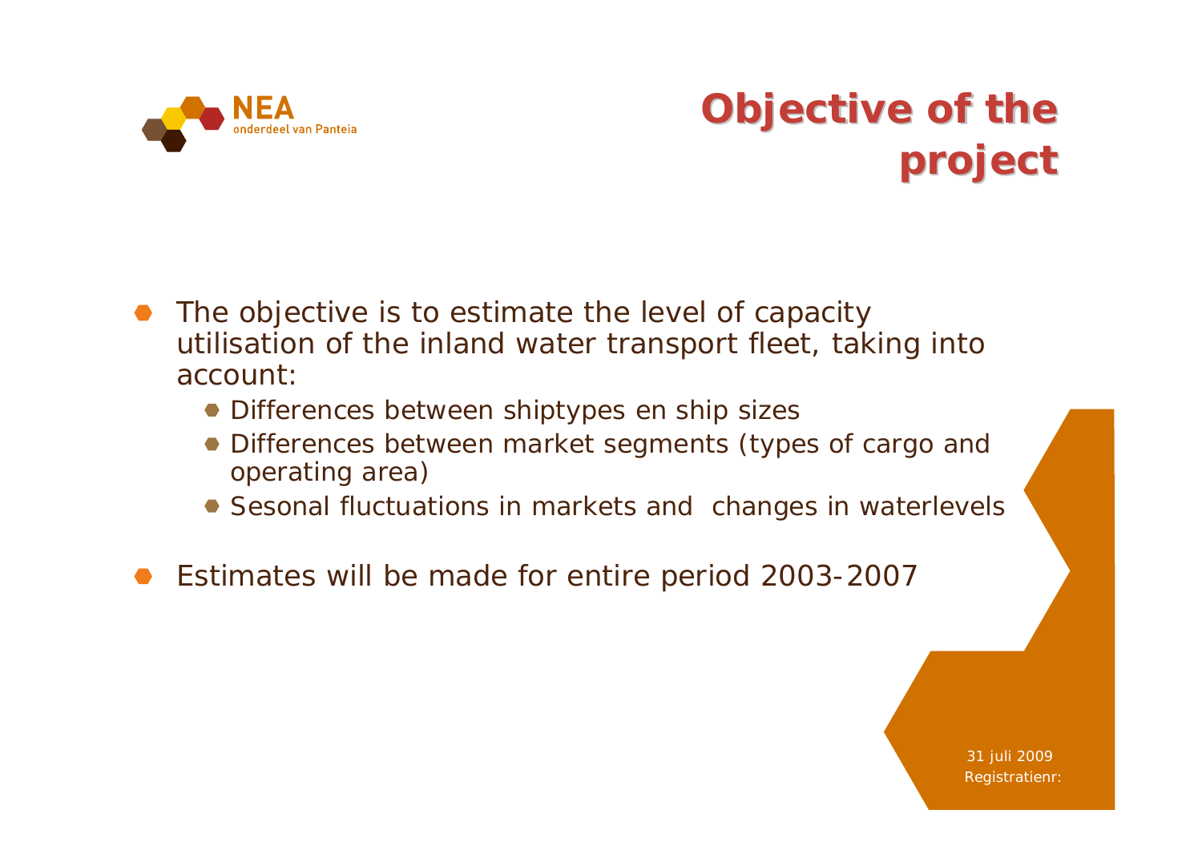# Objective of the project

- The objective is to estimate the level of capacity utilisation of the inland water transport fleet, taking into account:
  - Differences between shiptypes en ship sizes
  - Differences between market segments (types of cargo and operating area)
  - Sesonal fluctuations in markets and  changes in waterlevels
- Estimates will be made for entire period 2003-2007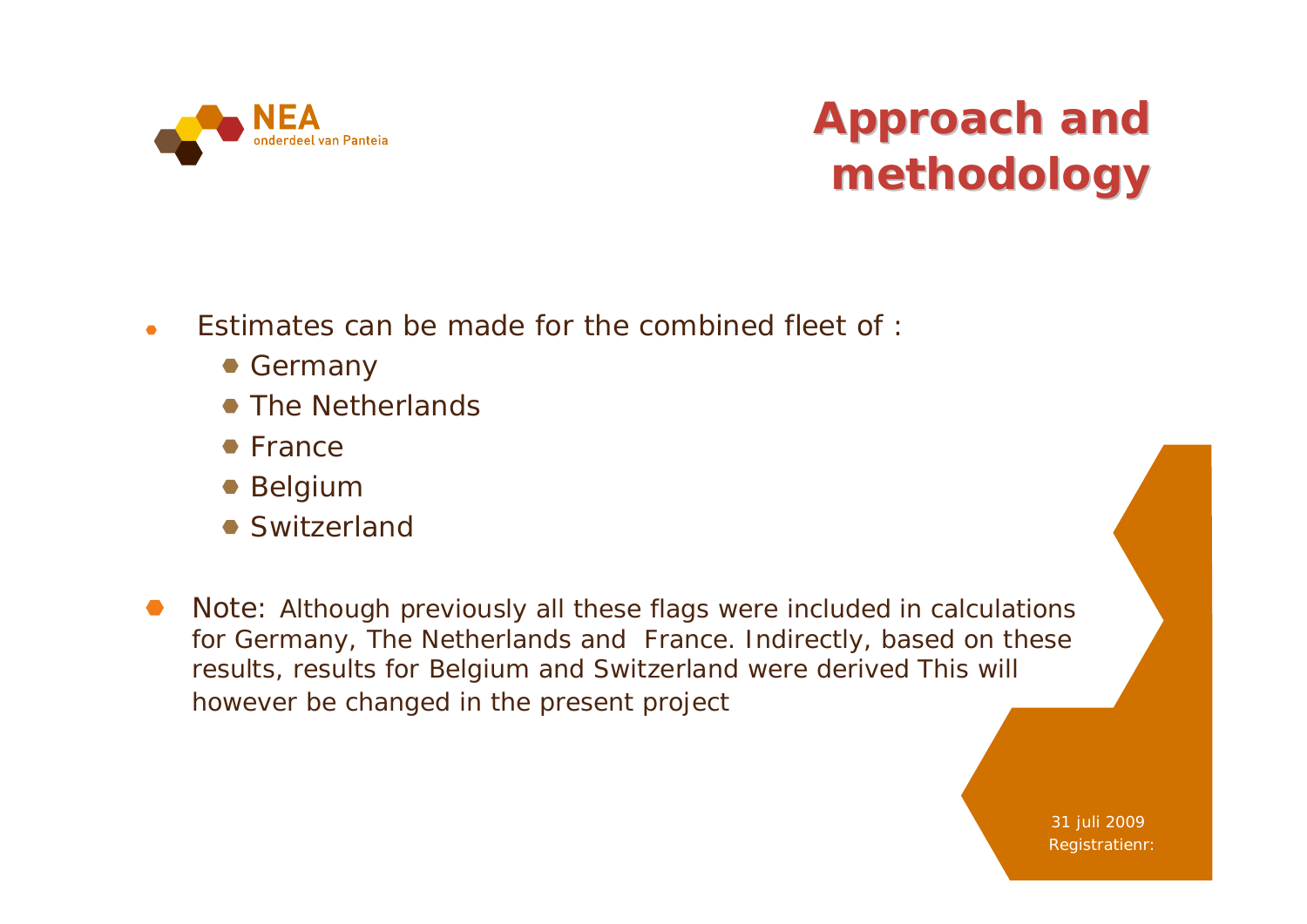# Approach and methodology

- Estimates can be made for the combined fleet of :
  - Germany
  - The Netherlands
  - France
  - Belgium
  - Switzerland

- Note: Although previously all these flags were included in calculations for Germany, The Netherlands and France. Indirectly, based on these results, results for Belgium and Switzerland were derived This will however be changed in the present project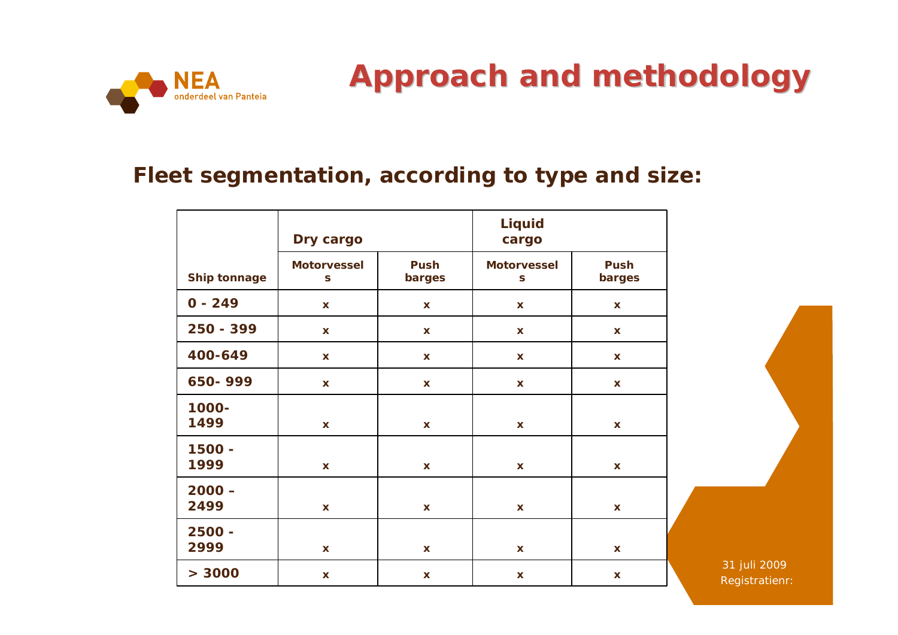# Approach and methodology

## Fleet segmentation, according to type and size:

| | Dry cargo | | Liquid cargo | |
|---|---|---|---|---|
| Ship tonnage | Motorvessels | Push barges | Motorvessels | Push barges |
| 0 - 249 | x | x | x | x |
| 250 - 399 | x | x | x | x |
| 400-649 | x | x | x | x |
| 650- 999 | x | x | x | x |
| 1000-1499 | x | x | x | x |
| 1500 - 1999 | x | x | x | x |
| 2000 – 2499 | x | x | x | x |
| 2500 - 2999 | x | x | x | x |
| > 3000 | x | x | x | x |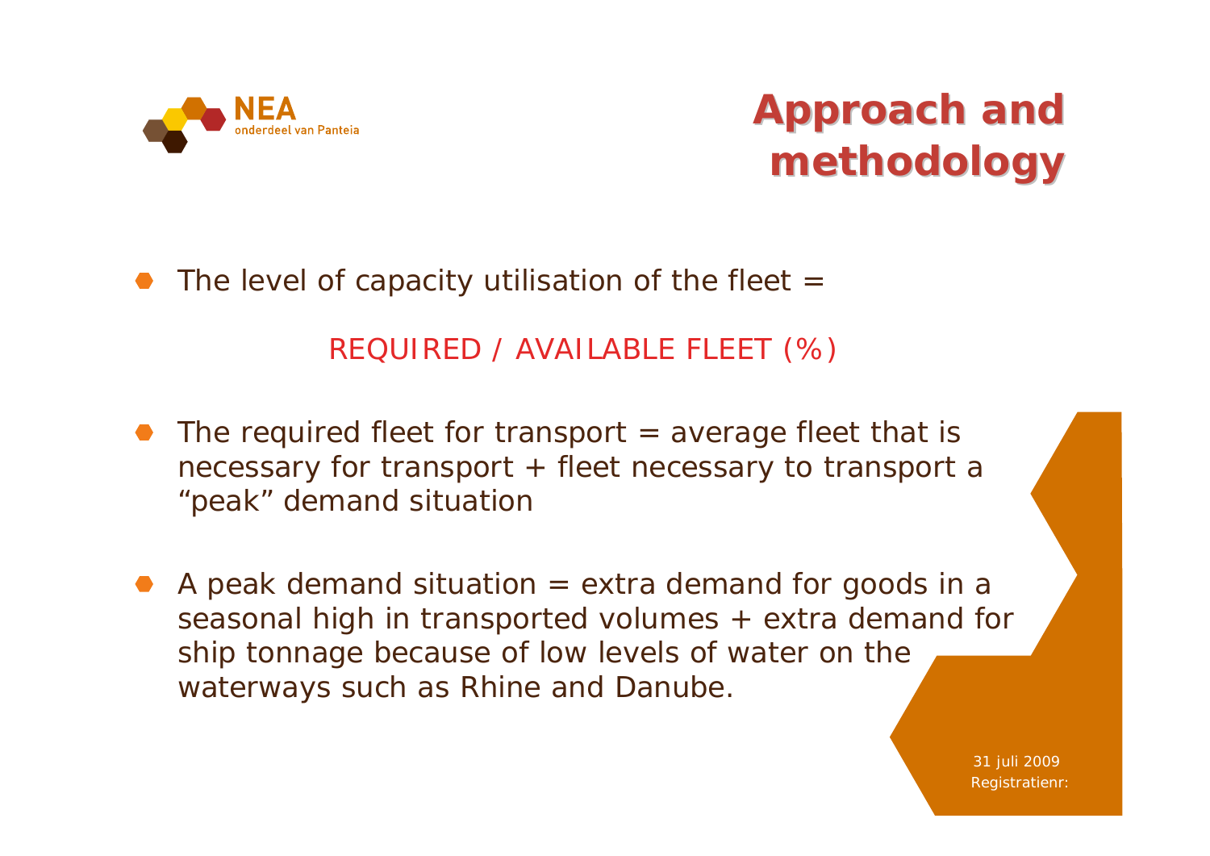# Approach and methodology

- The level of capacity utilisation of the fleet =

REQUIRED / AVAILABLE FLEET (%)

- The required fleet for transport = average fleet that is necessary for transport + fleet necessary to transport a “peak” demand situation

- A peak demand situation = extra demand for goods in a seasonal high in transported volumes + extra demand for ship tonnage because of low levels of water on the waterways such as Rhine and Danube.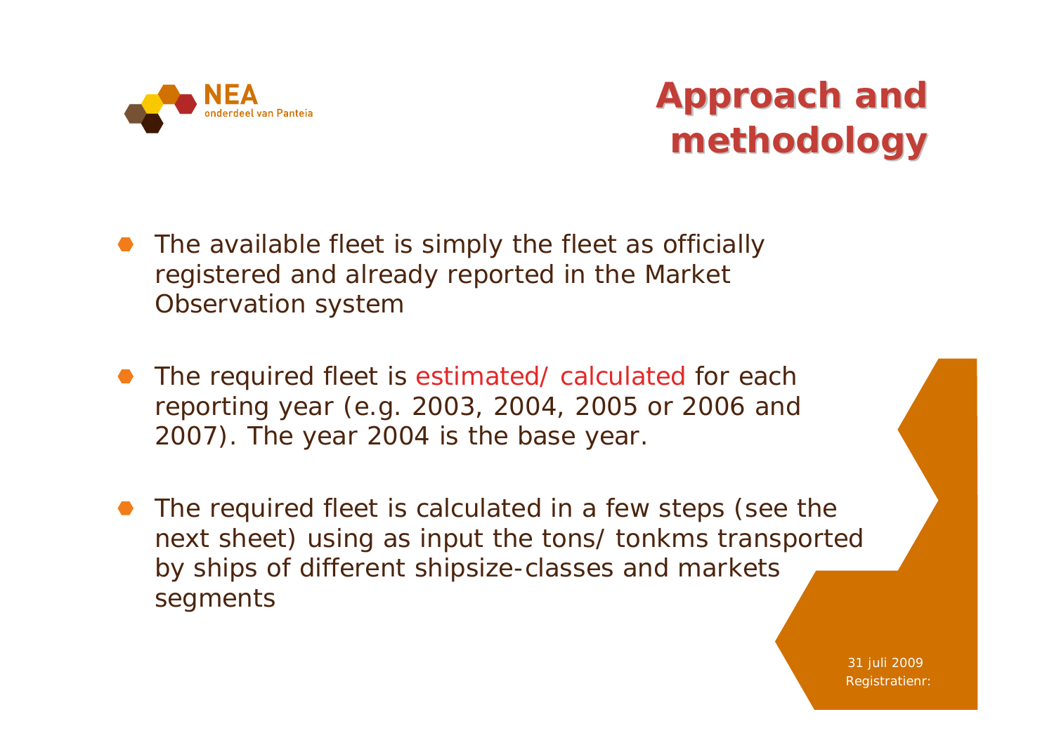# Approach and methodology

- The available fleet is simply the fleet as officially registered and already reported in the Market Observation system
- The required fleet is estimated/ calculated for each reporting year (e.g. 2003, 2004, 2005 or 2006 and 2007). The year 2004 is the base year.
- The required fleet is calculated in a few steps (see the next sheet) using as input the tons/ tonkms transported by ships of different shipsize-classes and markets segments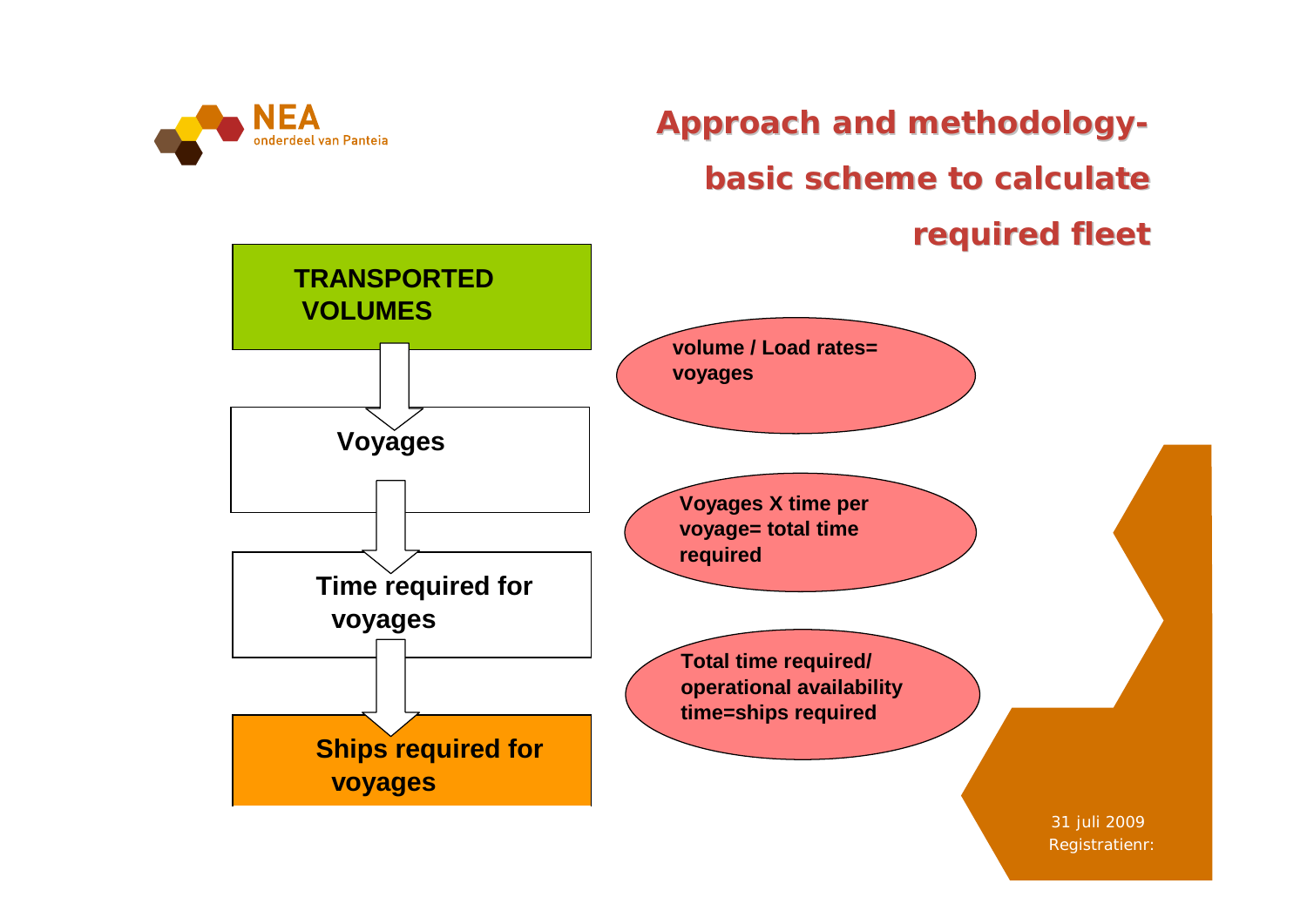# Approach and methodology- basic scheme to calculate required fleet

**TRANSPORTED VOLUMES**

↓

**Voyages**

↓

**Time required for voyages**

↓

**Ships required for voyages**

---

**volume / Load rates= voyages**

**Voyages X time per voyage= total time required**

**Total time required/ operational availability time=ships required**

31 juli 2009
Registratienr: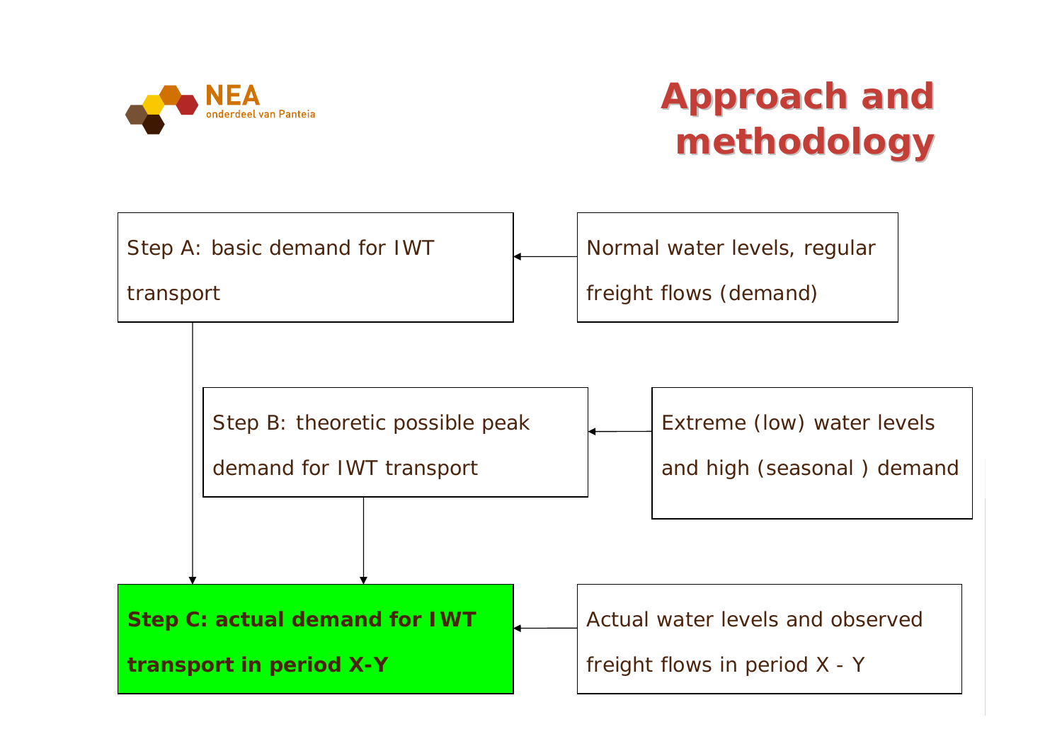# Approach and methodology

Step A: basic demand for IWT transport

Normal water levels, regular freight flows (demand)

Step B: theoretic possible peak demand for IWT transport

Extreme (low) water levels and high (seasonal ) demand

**Step C: actual demand for IWT transport in period X-Y**

Actual water levels and observed freight flows in period X - Y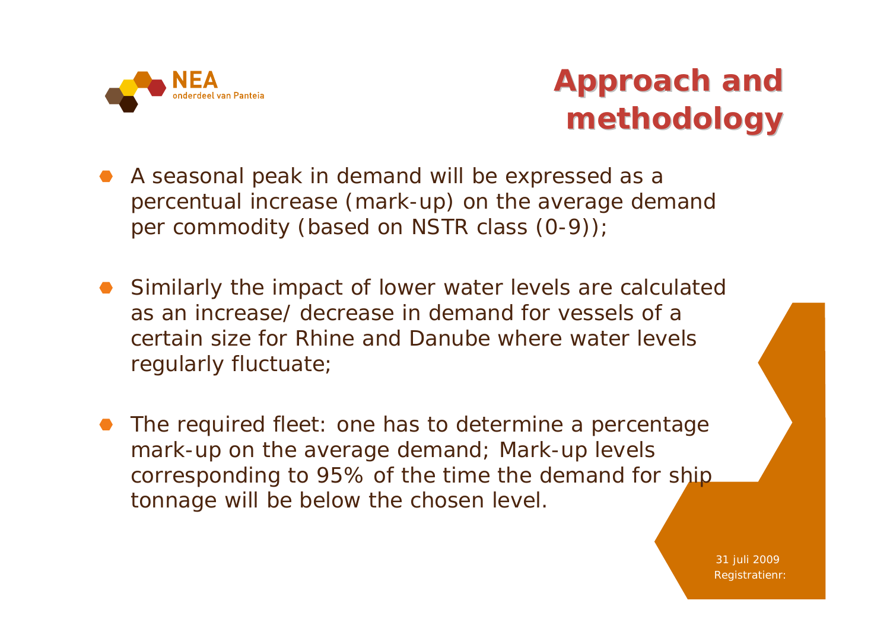# Approach and methodology

- A seasonal peak in demand will be expressed as a percentual increase (mark-up) on the average demand per commodity (based on NSTR class (0-9));
- Similarly the impact of lower water levels are calculated as an increase/ decrease in demand for vessels of a certain size for Rhine and Danube where water levels regularly fluctuate;
- The required fleet: one has to determine a percentage mark-up on the average demand; Mark-up levels corresponding to 95% of the time the demand for ship tonnage will be below the chosen level.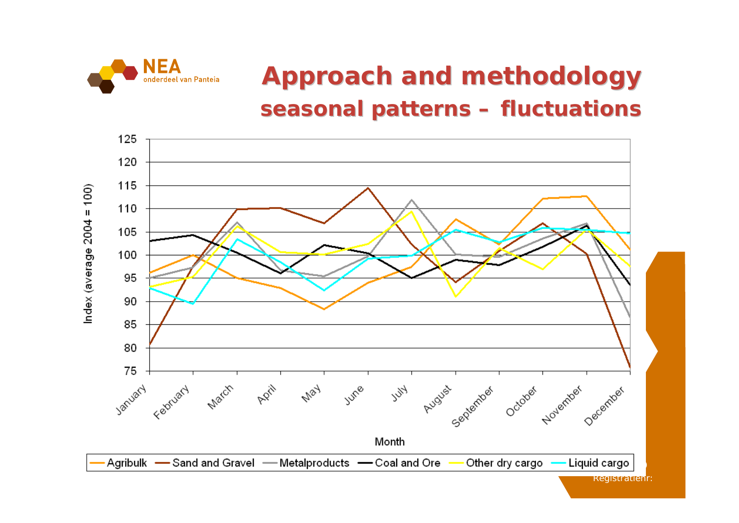# Approach and methodology

## seasonal patterns – fluctuations

Index (average 2004 = 100)

Month

Agribulk | Sand and Gravel | Metalproducts | Coal and Ore | Other dry cargo | Liquid cargo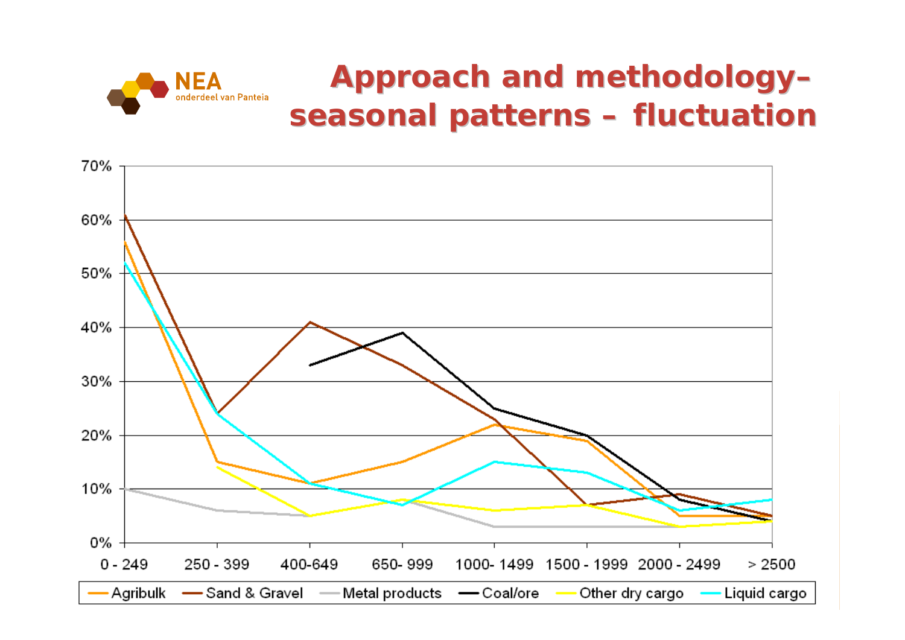# Approach and methodology– seasonal patterns – fluctuation

| | 0 - 249 | 250 - 399 | 400-649 | 650- 999 | 1000- 1499 | 1500 - 1999 | 2000 - 2499 | > 2500 |
|---|---|---|---|---|---|---|---|---|
| Agribulk | 56% | 15% | 11% | 15% | 22% | 19% | 5% | 5% |
| Sand & Gravel | 61% | 24% | 41% | 33% | 23% | 7% | 9% | 5% |
| Metal products | 10% | 6% | 5% | 8% | 3% | 3% | 3% | |
| Coal/ore | | | 33% | 39% | 25% | 20% | 8% | 4% |
| Other dry cargo | | 14% | 5% | 8% | 6% | 7% | 3% | 4% |
| Liquid cargo | 52% | 24% | 11% | 7% | 15% | 13% | 6% | 8% |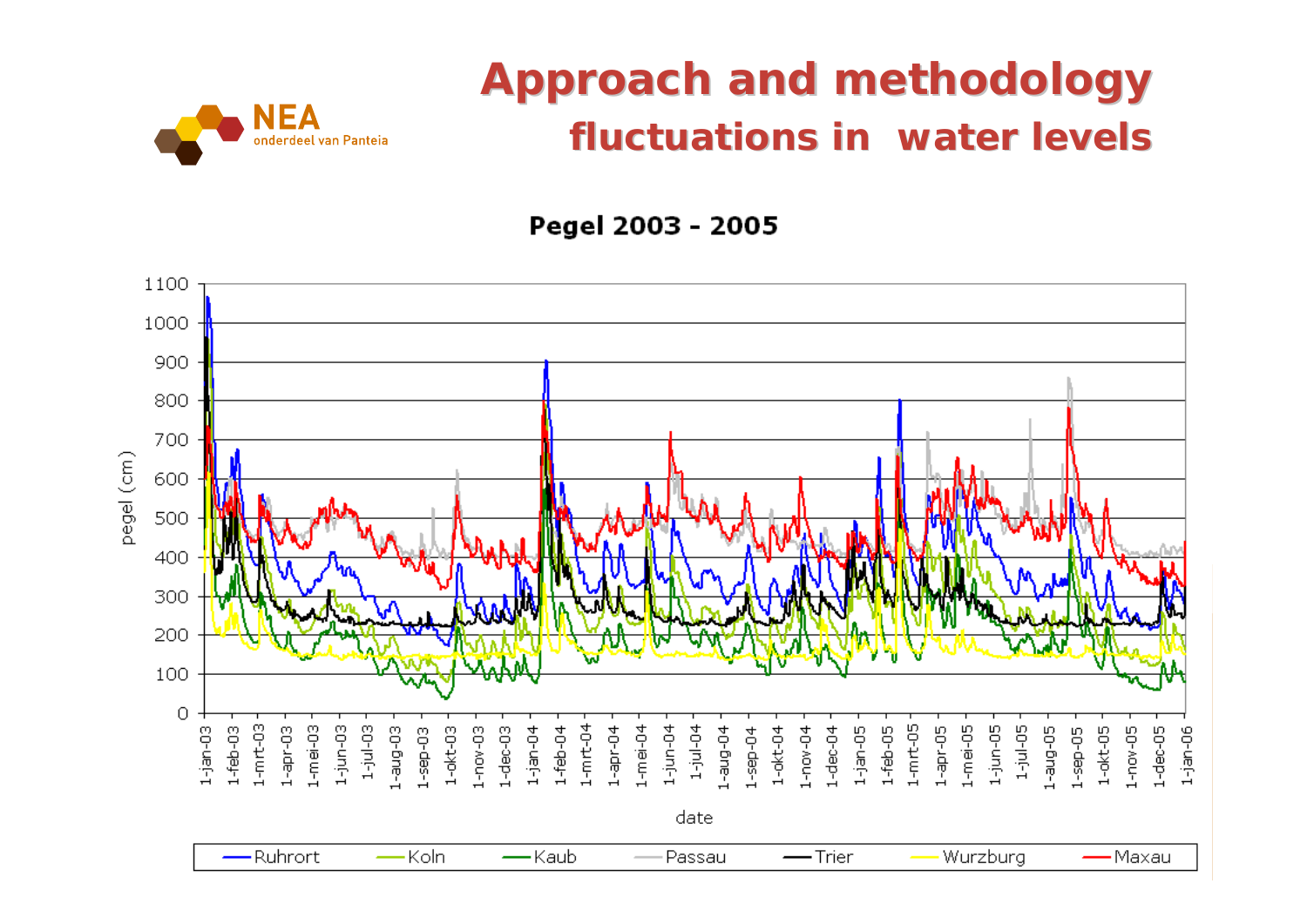# Approach and methodology

## fluctuations in water levels

**Pegel 2003 - 2005**

pegel (cm)

date

Ruhrort, Koln, Kaub, Passau, Trier, Wurzburg, Maxau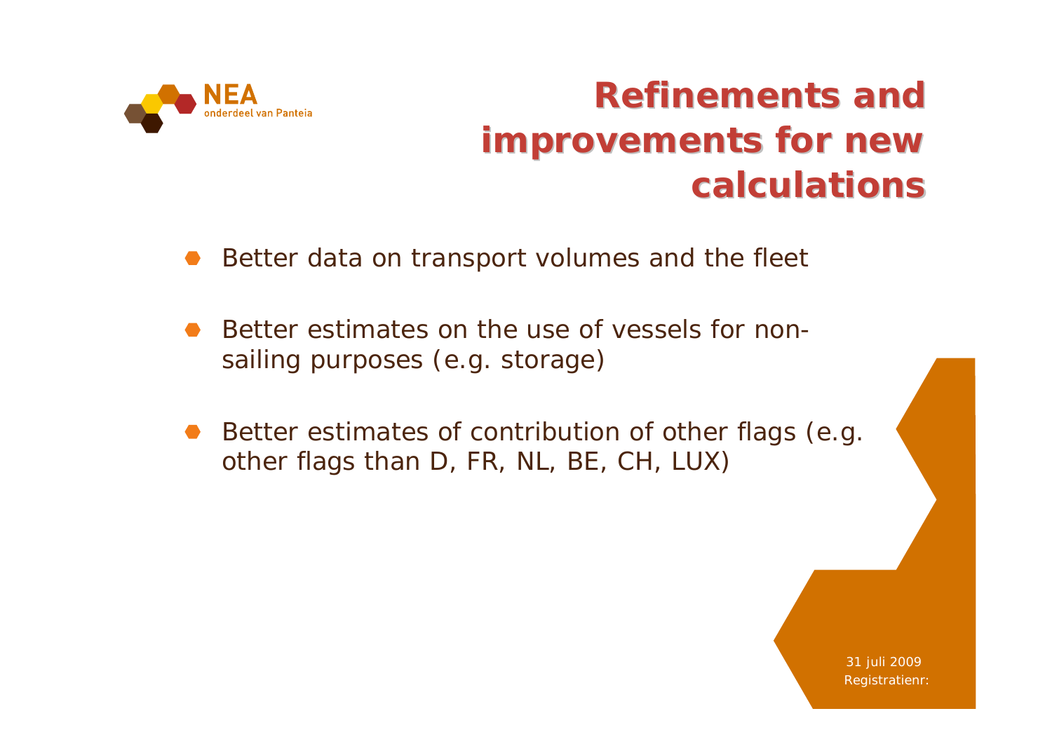# Refinements and improvements for new calculations

- Better data on transport volumes and the fleet
- Better estimates on the use of vessels for non-sailing purposes (e.g. storage)
- Better estimates of contribution of other flags (e.g. other flags than D, FR, NL, BE, CH, LUX)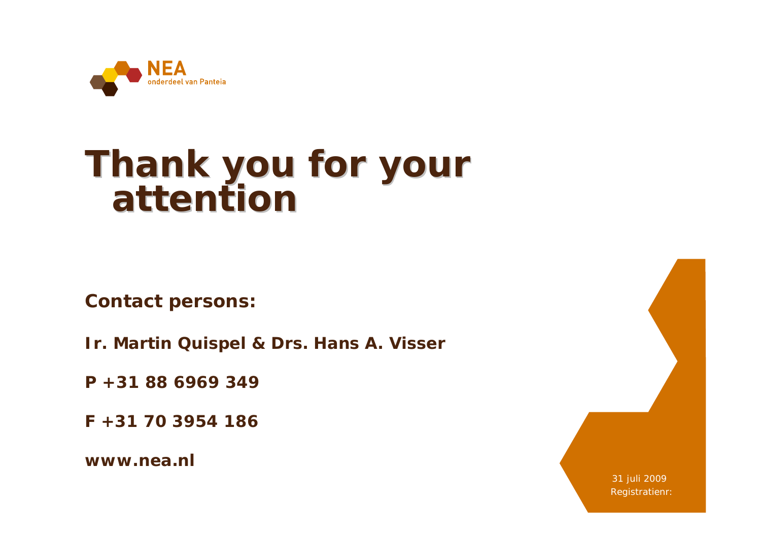NEA
onderdeel van Panteia

# Thank you for your attention

**Contact persons:**

**Ir. Martin Quispel & Drs. Hans A. Visser**

**P +31 88 6969 349**

**F +31 70 3954 186**

**www.nea.nl**

31 juli 2009
Registratienr: